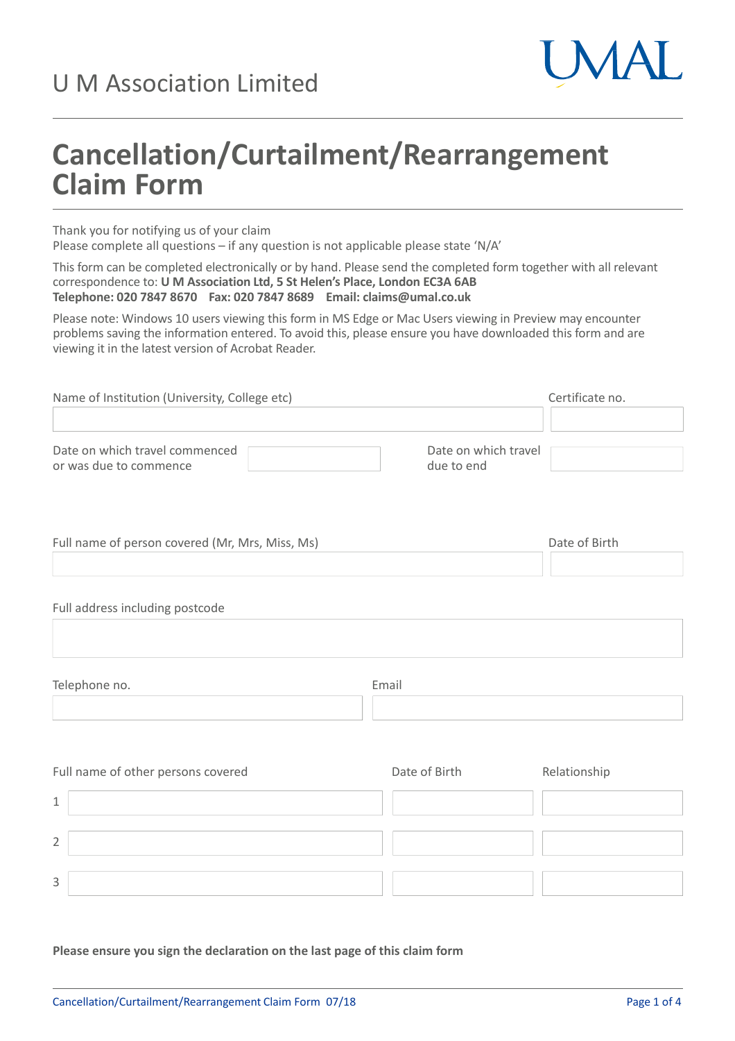U M Association Limited

UMAL

# Cancellation/Curtailment/Rearrangement Claim Form

Thank you for notifying us of your claim
Please complete all questions – if any question is not applicable please state 'N/A'

This form can be completed electronically or by hand. Please send the completed form together with all relevant correspondence to: **U M Association Ltd, 5 St Helen's Place, London EC3A 6AB**
**Telephone: 020 7847 8670 Fax: 020 7847 8689 Email: claims@umal.co.uk**

Please note: Windows 10 users viewing this form in MS Edge or Mac Users viewing in Preview may encounter problems saving the information entered. To avoid this, please ensure you have downloaded this form and are viewing it in the latest version of Acrobat Reader.

Name of Institution (University, College etc)

Certificate no.

Date on which travel commenced or was due to commence

Date on which travel due to end

Full name of person covered (Mr, Mrs, Miss, Ms)

Date of Birth

Full address including postcode

Telephone no.

Email

| | Full name of other persons covered | Date of Birth | Relationship |
|---|---|---|---|
| 1 | | | |
| 2 | | | |
| 3 | | | |

**Please ensure you sign the declaration on the last page of this claim form**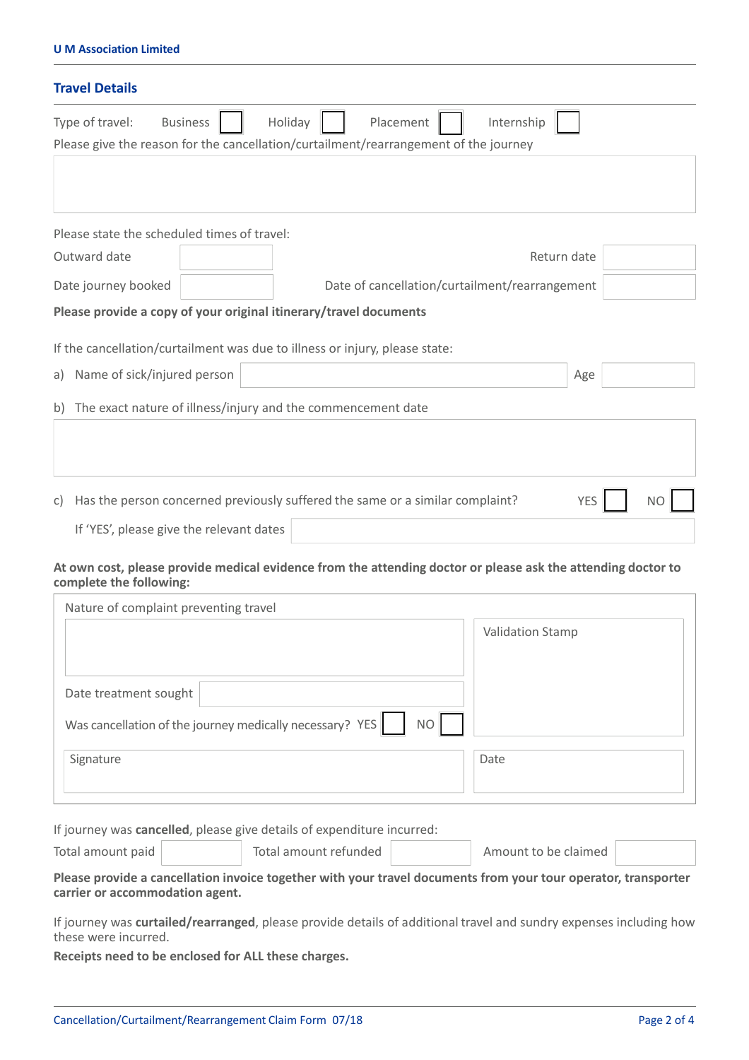## Travel Details

Type of travel: Business ☐ Holiday ☐ Placement ☐ Internship ☐

Please give the reason for the cancellation/curtailment/rearrangement of the journey

Please state the scheduled times of travel:

Outward date | Return date

Date journey booked | Date of cancellation/curtailment/rearrangement

**Please provide a copy of your original itinerary/travel documents**

If the cancellation/curtailment was due to illness or injury, please state:

a) Name of sick/injured person | Age

b) The exact nature of illness/injury and the commencement date

c) Has the person concerned previously suffered the same or a similar complaint? YES ☐ NO ☐

If 'YES', please give the relevant dates

**At own cost, please provide medical evidence from the attending doctor or please ask the attending doctor to complete the following:**

Nature of complaint preventing travel

Validation Stamp

Date treatment sought

Was cancellation of the journey medically necessary? YES ☐ NO ☐

Signature

Date

If journey was **cancelled**, please give details of expenditure incurred:

Total amount paid | Total amount refunded | Amount to be claimed

**Please provide a cancellation invoice together with your travel documents from your tour operator, transporter carrier or accommodation agent.**

If journey was **curtailed/rearranged**, please provide details of additional travel and sundry expenses including how these were incurred.

**Receipts need to be enclosed for ALL these charges.**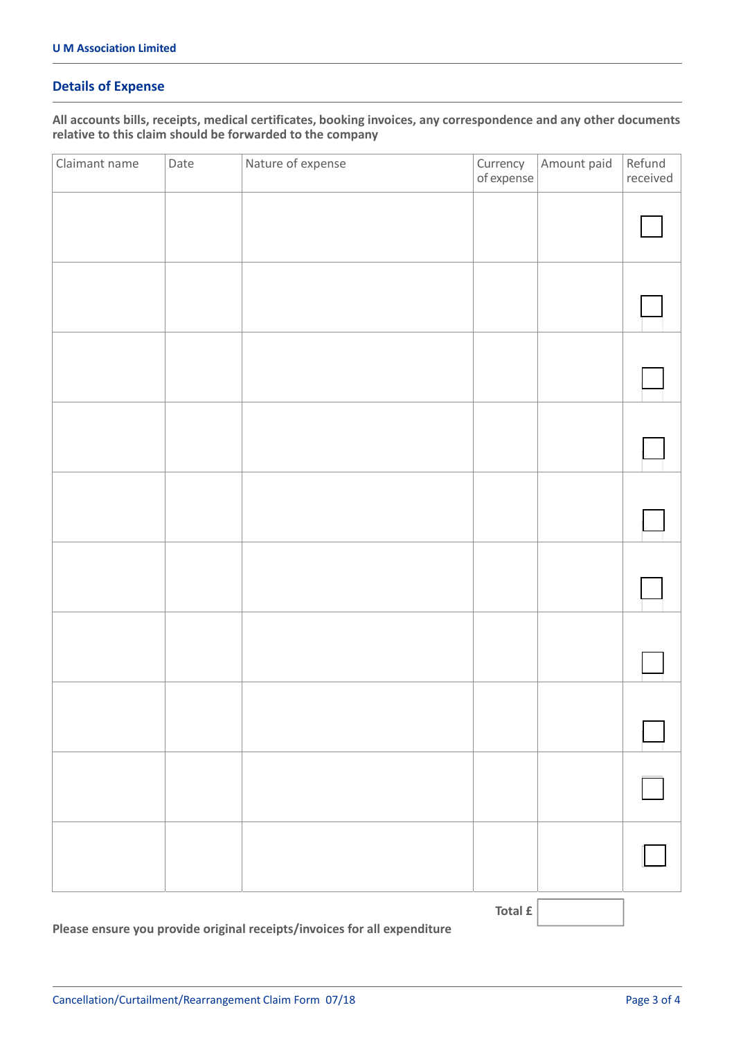## Details of Expense

**All accounts bills, receipts, medical certificates, booking invoices, any correspondence and any other documents relative to this claim should be forwarded to the company**

| Claimant name | Date | Nature of expense | Currency of expense | Amount paid | Refund received |
|---|---|---|---|---|---|
| | | | | | ☐ |
| | | | | | ☐ |
| | | | | | ☐ |
| | | | | | ☐ |
| | | | | | ☐ |
| | | | | | ☐ |
| | | | | | ☐ |
| | | | | | ☐ |
| | | | | | ☐ |
| | | | | | ☐ |

**Total £** ______

**Please ensure you provide original receipts/invoices for all expenditure**

Cancellation/Curtailment/Rearrangement Claim Form 07/18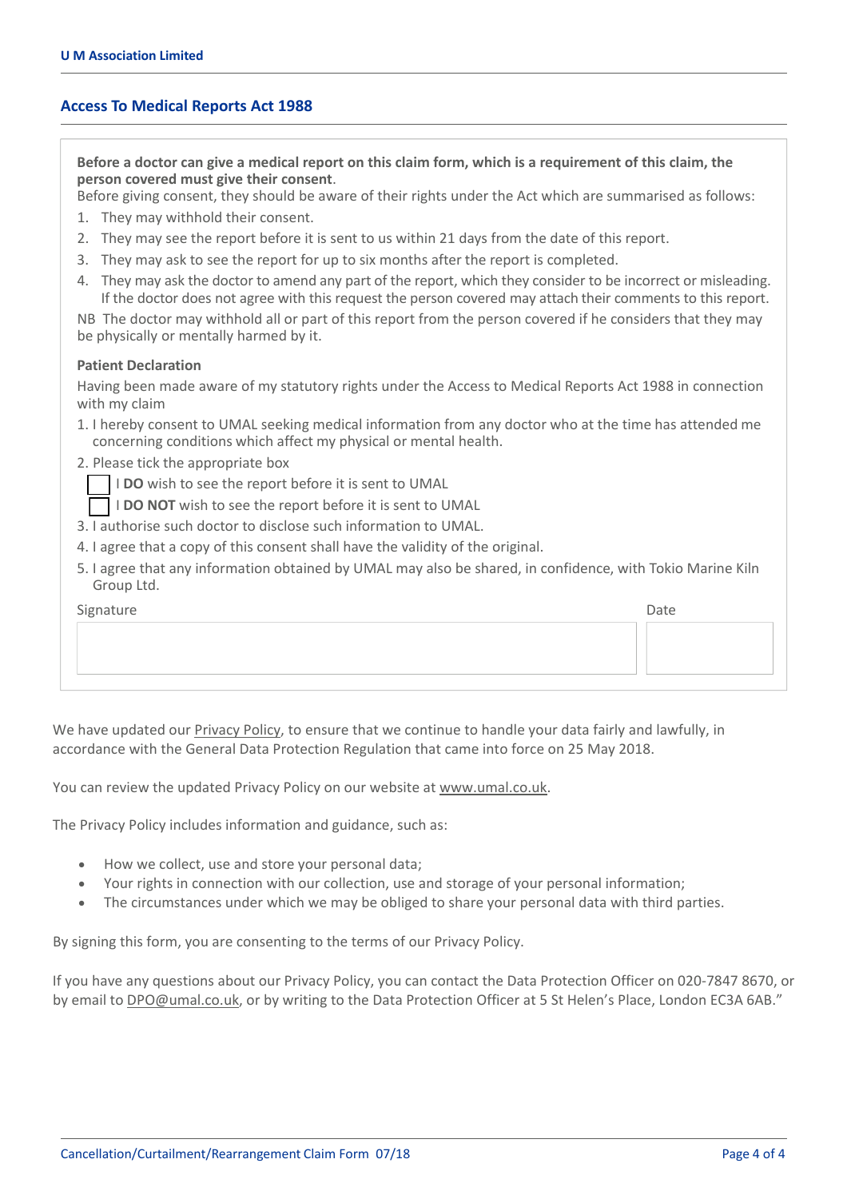## Access To Medical Reports Act 1988

**Before a doctor can give a medical report on this claim form, which is a requirement of this claim, the person covered must give their consent**.

Before giving consent, they should be aware of their rights under the Act which are summarised as follows:

1. They may withhold their consent.
2. They may see the report before it is sent to us within 21 days from the date of this report.
3. They may ask to see the report for up to six months after the report is completed.
4. They may ask the doctor to amend any part of the report, which they consider to be incorrect or misleading. If the doctor does not agree with this request the person covered may attach their comments to this report.

NB The doctor may withhold all or part of this report from the person covered if he considers that they may be physically or mentally harmed by it.

**Patient Declaration**

Having been made aware of my statutory rights under the Access to Medical Reports Act 1988 in connection with my claim

1. I hereby consent to UMAL seeking medical information from any doctor who at the time has attended me concerning conditions which affect my physical or mental health.
2. Please tick the appropriate box

   ☐ I **DO** wish to see the report before it is sent to UMAL

   ☐ I **DO NOT** wish to see the report before it is sent to UMAL
3. I authorise such doctor to disclose such information to UMAL.
4. I agree that a copy of this consent shall have the validity of the original.
5. I agree that any information obtained by UMAL may also be shared, in confidence, with Tokio Marine Kiln Group Ltd.

| Signature | Date |
|---|---|
| | |

We have updated our Privacy Policy, to ensure that we continue to handle your data fairly and lawfully, in accordance with the General Data Protection Regulation that came into force on 25 May 2018.

You can review the updated Privacy Policy on our website at www.umal.co.uk.

The Privacy Policy includes information and guidance, such as:

- How we collect, use and store your personal data;
- Your rights in connection with our collection, use and storage of your personal information;
- The circumstances under which we may be obliged to share your personal data with third parties.

By signing this form, you are consenting to the terms of our Privacy Policy.

If you have any questions about our Privacy Policy, you can contact the Data Protection Officer on 020-7847 8670, or by email to DPO@umal.co.uk, or by writing to the Data Protection Officer at 5 St Helen's Place, London EC3A 6AB."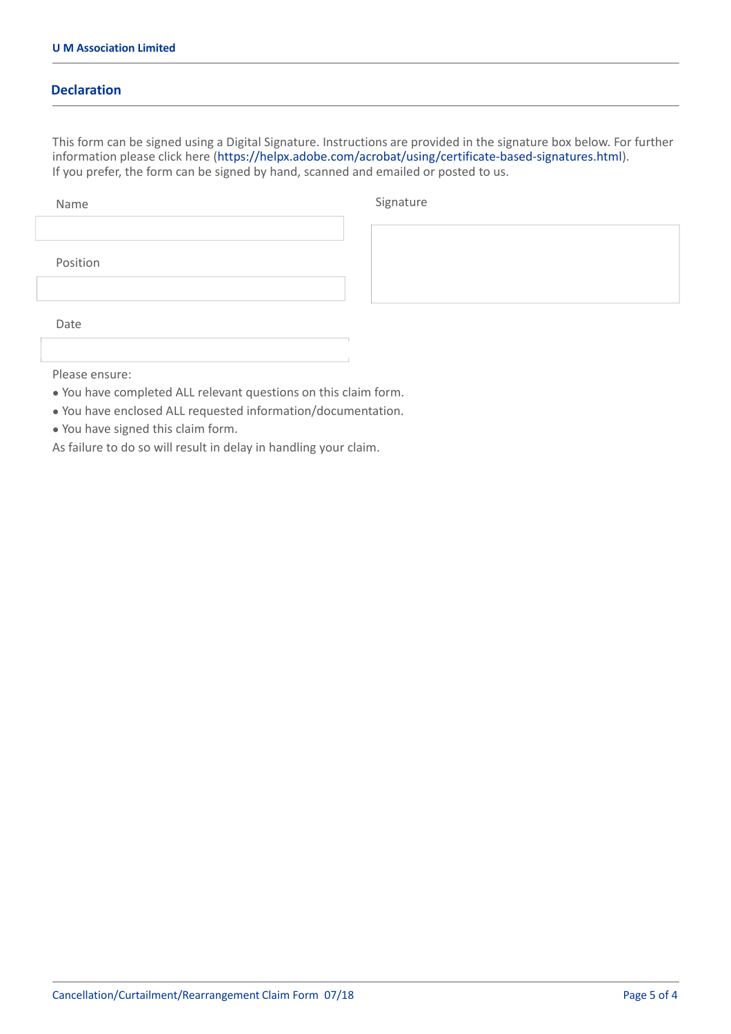## Declaration

This form can be signed using a Digital Signature. Instructions are provided in the signature box below. For further information please click here (https://helpx.adobe.com/acrobat/using/certificate-based-signatures.html).
If you prefer, the form can be signed by hand, scanned and emailed or posted to us.

Name

Position

Date

Signature

Please ensure:

- You have completed ALL relevant questions on this claim form.
- You have enclosed ALL requested information/documentation.
- You have signed this claim form.

As failure to do so will result in delay in handling your claim.